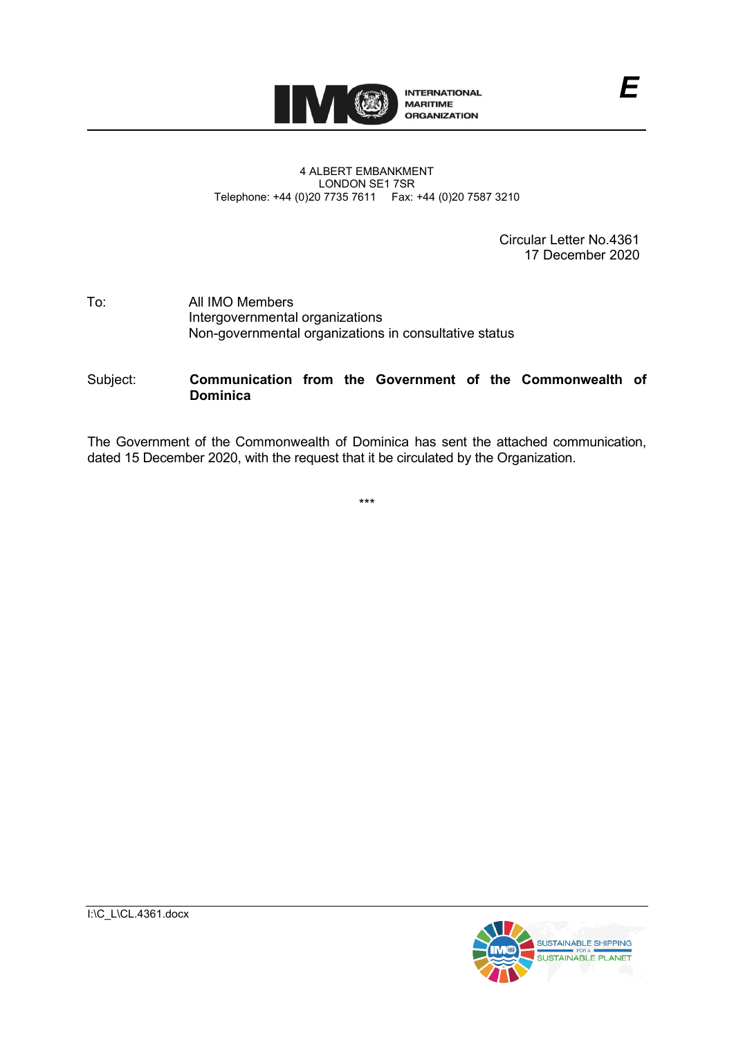INTERNATIONAL MARITIME ORGANIZATION

*E*

4 ALBERT EMBANKMENT
LONDON SE1 7SR
Telephone: +44 (0)20 7735 7611 Fax: +44 (0)20 7587 3210

Circular Letter No.4361
17 December 2020

To: All IMO Members
Intergovernmental organizations
Non-governmental organizations in consultative status

Subject: **Communication from the Government of the Commonwealth of Dominica**

The Government of the Commonwealth of Dominica has sent the attached communication, dated 15 December 2020, with the request that it be circulated by the Organization.

***

I:\C_L\CL.4361.docx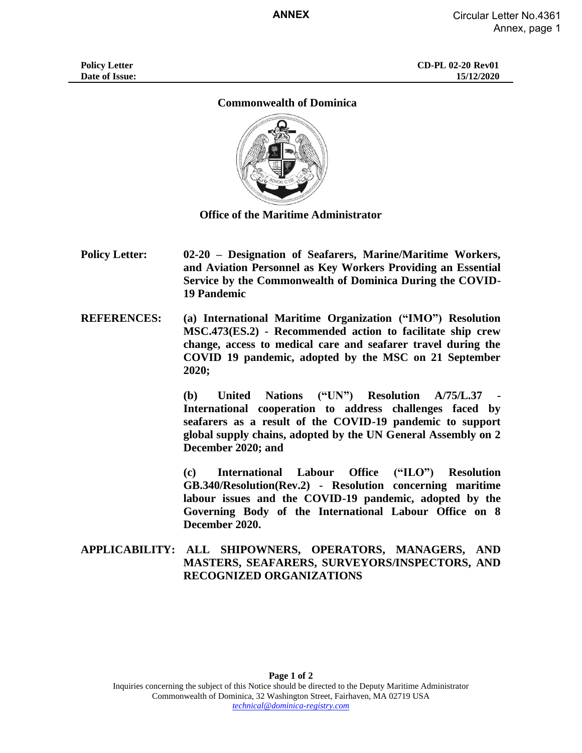**ANNEX**

| Policy Letter | CD-PL 02-20 Rev01 |
| --- | --- |
| Date of Issue: | 15/12/2020 |

# Commonwealth of Dominica

## Office of the Maritime Administrator

**Policy Letter:** **02-20 – Designation of Seafarers, Marine/Maritime Workers, and Aviation Personnel as Key Workers Providing an Essential Service by the Commonwealth of Dominica During the COVID-19 Pandemic**

**REFERENCES:** **(a) International Maritime Organization ("IMO") Resolution MSC.473(ES.2) - Recommended action to facilitate ship crew change, access to medical care and seafarer travel during the COVID 19 pandemic, adopted by the MSC on 21 September 2020;**

**(b) United Nations ("UN") Resolution A/75/L.37 - International cooperation to address challenges faced by seafarers as a result of the COVID-19 pandemic to support global supply chains, adopted by the UN General Assembly on 2 December 2020; and**

**(c) International Labour Office ("ILO") Resolution GB.340/Resolution(Rev.2) - Resolution concerning maritime labour issues and the COVID-19 pandemic, adopted by the Governing Body of the International Labour Office on 8 December 2020.**

**APPLICABILITY:** **ALL SHIPOWNERS, OPERATORS, MANAGERS, AND MASTERS, SEAFARERS, SURVEYORS/INSPECTORS, AND RECOGNIZED ORGANIZATIONS**

Inquiries concerning the subject of this Notice should be directed to the Deputy Maritime Administrator
Commonwealth of Dominica, 32 Washington Street, Fairhaven, MA 02719 USA
*technical@dominica-registry.com*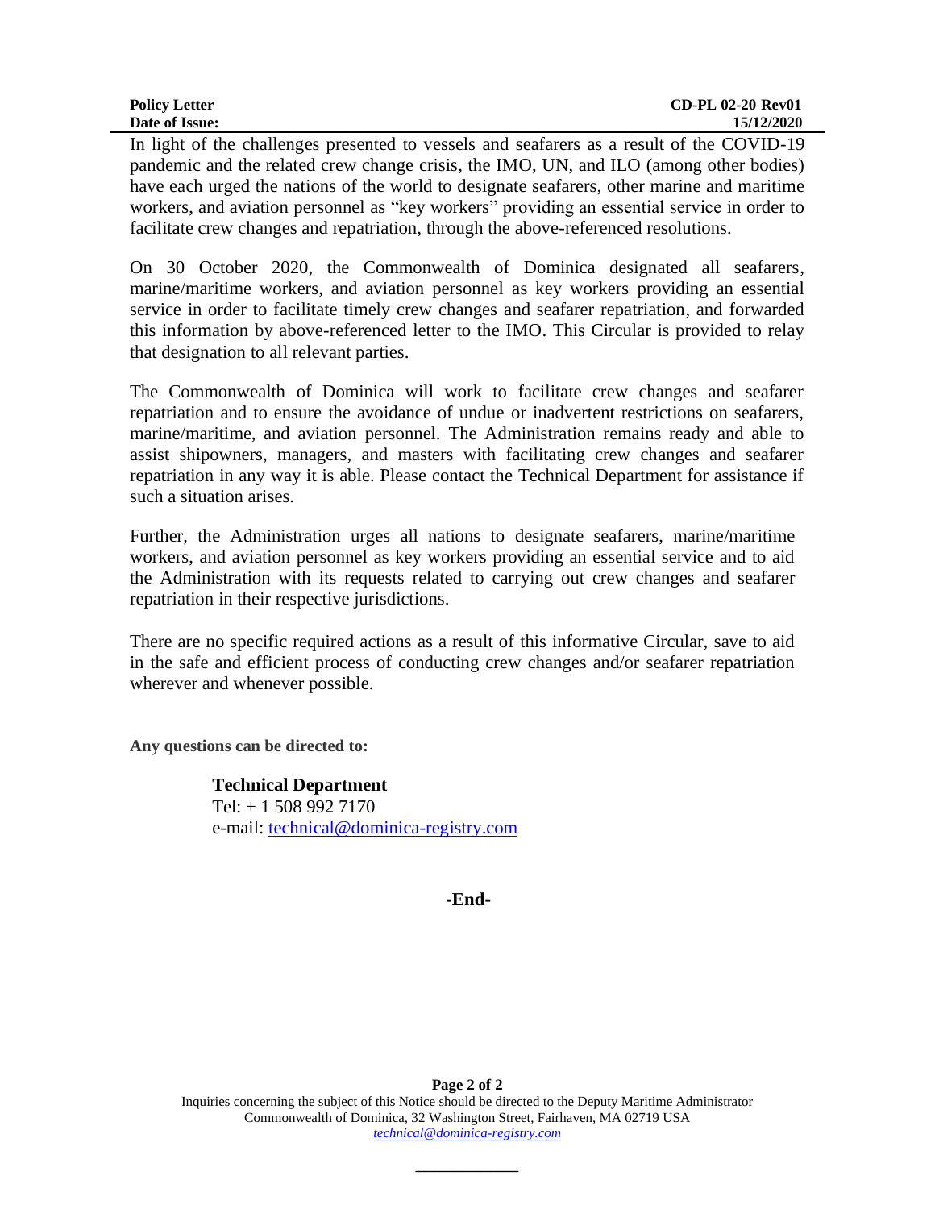In light of the challenges presented to vessels and seafarers as a result of the COVID-19 pandemic and the related crew change crisis, the IMO, UN, and ILO (among other bodies) have each urged the nations of the world to designate seafarers, other marine and maritime workers, and aviation personnel as "key workers" providing an essential service in order to facilitate crew changes and repatriation, through the above-referenced resolutions.

On 30 October 2020, the Commonwealth of Dominica designated all seafarers, marine/maritime workers, and aviation personnel as key workers providing an essential service in order to facilitate timely crew changes and seafarer repatriation, and forwarded this information by above-referenced letter to the IMO. This Circular is provided to relay that designation to all relevant parties.

The Commonwealth of Dominica will work to facilitate crew changes and seafarer repatriation and to ensure the avoidance of undue or inadvertent restrictions on seafarers, marine/maritime, and aviation personnel. The Administration remains ready and able to assist shipowners, managers, and masters with facilitating crew changes and seafarer repatriation in any way it is able. Please contact the Technical Department for assistance if such a situation arises.

Further, the Administration urges all nations to designate seafarers, marine/maritime workers, and aviation personnel as key workers providing an essential service and to aid the Administration with its requests related to carrying out crew changes and seafarer repatriation in their respective jurisdictions.

There are no specific required actions as a result of this informative Circular, save to aid in the safe and efficient process of conducting crew changes and/or seafarer repatriation wherever and whenever possible.

**Any questions can be directed to:**

**Technical Department**
Tel: + 1 508 992 7170
e-mail: technical@dominica-registry.com

**-End-**